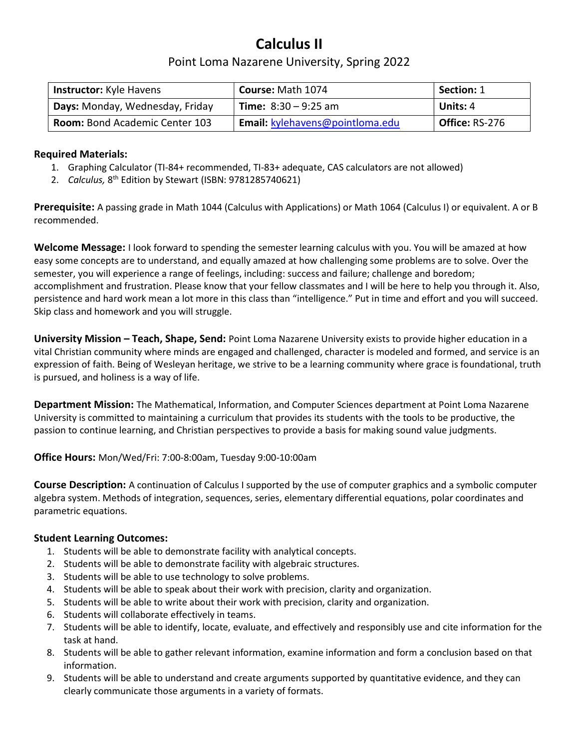# Calculus II

## Point Loma Nazarene University, Spring 2022

| **Instructor:** Kyle Havens | **Course:** Math 1074 | **Section:** 1 |
| --- | --- | --- |
| **Days:** Monday, Wednesday, Friday | **Time:** 8:30 – 9:25 am | **Units:** 4 |
| **Room:** Bond Academic Center 103 | **Email:** kylehavens@pointloma.edu | **Office:** RS-276 |

**Required Materials:**

1. Graphing Calculator (TI-84+ recommended, TI-83+ adequate, CAS calculators are not allowed)
2. *Calculus,* 8th Edition by Stewart (ISBN: 9781285740621)

**Prerequisite:** A passing grade in Math 1044 (Calculus with Applications) or Math 1064 (Calculus I) or equivalent. A or B recommended.

**Welcome Message:** I look forward to spending the semester learning calculus with you. You will be amazed at how easy some concepts are to understand, and equally amazed at how challenging some problems are to solve. Over the semester, you will experience a range of feelings, including: success and failure; challenge and boredom; accomplishment and frustration. Please know that your fellow classmates and I will be here to help you through it. Also, persistence and hard work mean a lot more in this class than "intelligence." Put in time and effort and you will succeed. Skip class and homework and you will struggle.

**University Mission – Teach, Shape, Send:** Point Loma Nazarene University exists to provide higher education in a vital Christian community where minds are engaged and challenged, character is modeled and formed, and service is an expression of faith. Being of Wesleyan heritage, we strive to be a learning community where grace is foundational, truth is pursued, and holiness is a way of life.

**Department Mission:** The Mathematical, Information, and Computer Sciences department at Point Loma Nazarene University is committed to maintaining a curriculum that provides its students with the tools to be productive, the passion to continue learning, and Christian perspectives to provide a basis for making sound value judgments.

**Office Hours:** Mon/Wed/Fri: 7:00-8:00am, Tuesday 9:00-10:00am

**Course Description:** A continuation of Calculus I supported by the use of computer graphics and a symbolic computer algebra system. Methods of integration, sequences, series, elementary differential equations, polar coordinates and parametric equations.

**Student Learning Outcomes:**

1. Students will be able to demonstrate facility with analytical concepts.
2. Students will be able to demonstrate facility with algebraic structures.
3. Students will be able to use technology to solve problems.
4. Students will be able to speak about their work with precision, clarity and organization.
5. Students will be able to write about their work with precision, clarity and organization.
6. Students will collaborate effectively in teams.
7. Students will be able to identify, locate, evaluate, and effectively and responsibly use and cite information for the task at hand.
8. Students will be able to gather relevant information, examine information and form a conclusion based on that information.
9. Students will be able to understand and create arguments supported by quantitative evidence, and they can clearly communicate those arguments in a variety of formats.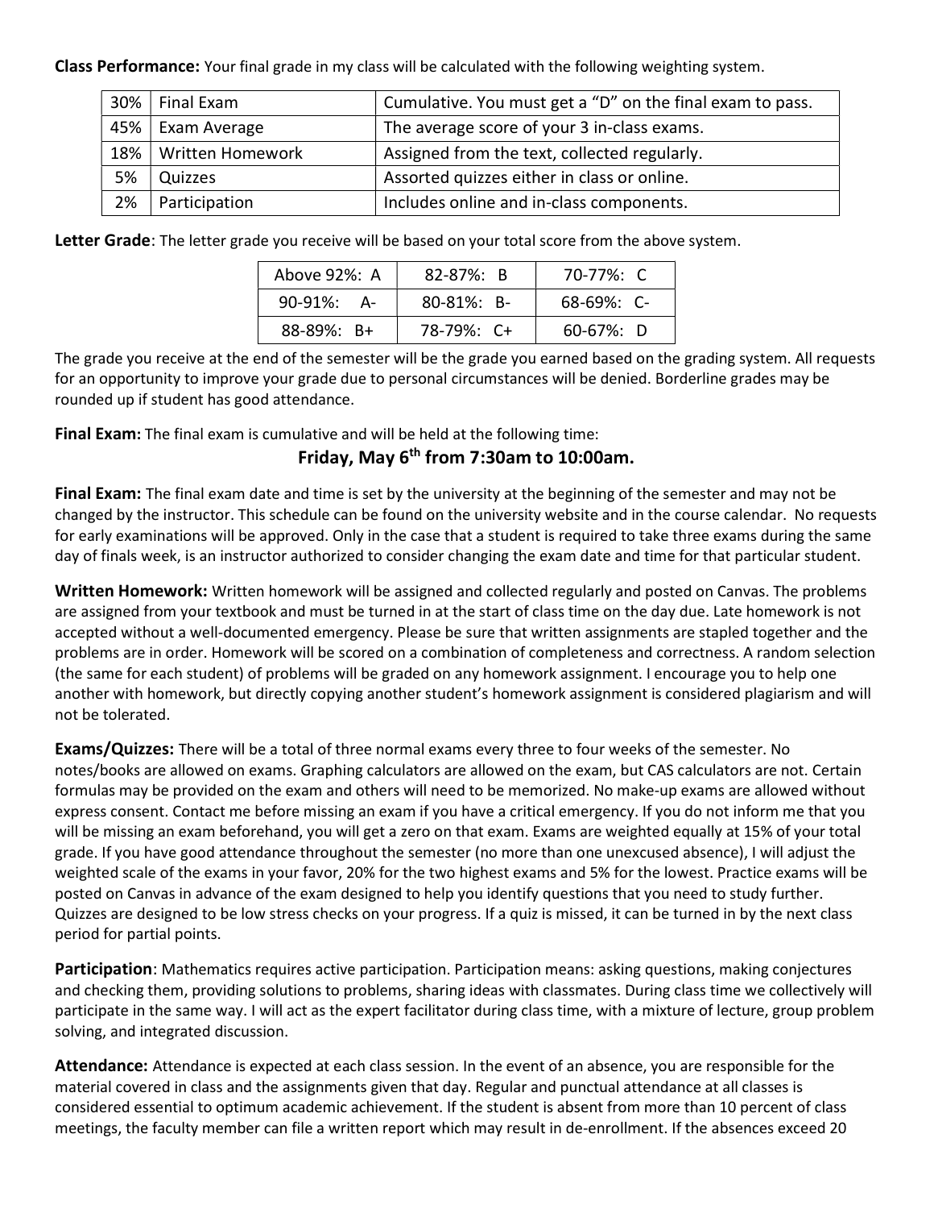**Class Performance:** Your final grade in my class will be calculated with the following weighting system.

| | | |
|---|---|---|
| 30% | Final Exam | Cumulative. You must get a "D" on the final exam to pass. |
| 45% | Exam Average | The average score of your 3 in-class exams. |
| 18% | Written Homework | Assigned from the text, collected regularly. |
| 5% | Quizzes | Assorted quizzes either in class or online. |
| 2% | Participation | Includes online and in-class components. |

**Letter Grade**: The letter grade you receive will be based on your total score from the above system.

| | | |
|---|---|---|
| Above 92%: A | 82-87%: B | 70-77%: C |
| 90-91%: A- | 80-81%: B- | 68-69%: C- |
| 88-89%: B+ | 78-79%: C+ | 60-67%: D |

The grade you receive at the end of the semester will be the grade you earned based on the grading system. All requests for an opportunity to improve your grade due to personal circumstances will be denied. Borderline grades may be rounded up if student has good attendance.

**Final Exam:** The final exam is cumulative and will be held at the following time:

**Friday, May 6th from 7:30am to 10:00am.**

**Final Exam:** The final exam date and time is set by the university at the beginning of the semester and may not be changed by the instructor. This schedule can be found on the university website and in the course calendar. No requests for early examinations will be approved. Only in the case that a student is required to take three exams during the same day of finals week, is an instructor authorized to consider changing the exam date and time for that particular student.

**Written Homework:** Written homework will be assigned and collected regularly and posted on Canvas. The problems are assigned from your textbook and must be turned in at the start of class time on the day due. Late homework is not accepted without a well-documented emergency. Please be sure that written assignments are stapled together and the problems are in order. Homework will be scored on a combination of completeness and correctness. A random selection (the same for each student) of problems will be graded on any homework assignment. I encourage you to help one another with homework, but directly copying another student's homework assignment is considered plagiarism and will not be tolerated.

**Exams/Quizzes:** There will be a total of three normal exams every three to four weeks of the semester. No notes/books are allowed on exams. Graphing calculators are allowed on the exam, but CAS calculators are not. Certain formulas may be provided on the exam and others will need to be memorized. No make-up exams are allowed without express consent. Contact me before missing an exam if you have a critical emergency. If you do not inform me that you will be missing an exam beforehand, you will get a zero on that exam. Exams are weighted equally at 15% of your total grade. If you have good attendance throughout the semester (no more than one unexcused absence), I will adjust the weighted scale of the exams in your favor, 20% for the two highest exams and 5% for the lowest. Practice exams will be posted on Canvas in advance of the exam designed to help you identify questions that you need to study further. Quizzes are designed to be low stress checks on your progress. If a quiz is missed, it can be turned in by the next class period for partial points.

**Participation**: Mathematics requires active participation. Participation means: asking questions, making conjectures and checking them, providing solutions to problems, sharing ideas with classmates. During class time we collectively will participate in the same way. I will act as the expert facilitator during class time, with a mixture of lecture, group problem solving, and integrated discussion.

**Attendance:** Attendance is expected at each class session. In the event of an absence, you are responsible for the material covered in class and the assignments given that day. Regular and punctual attendance at all classes is considered essential to optimum academic achievement. If the student is absent from more than 10 percent of class meetings, the faculty member can file a written report which may result in de-enrollment. If the absences exceed 20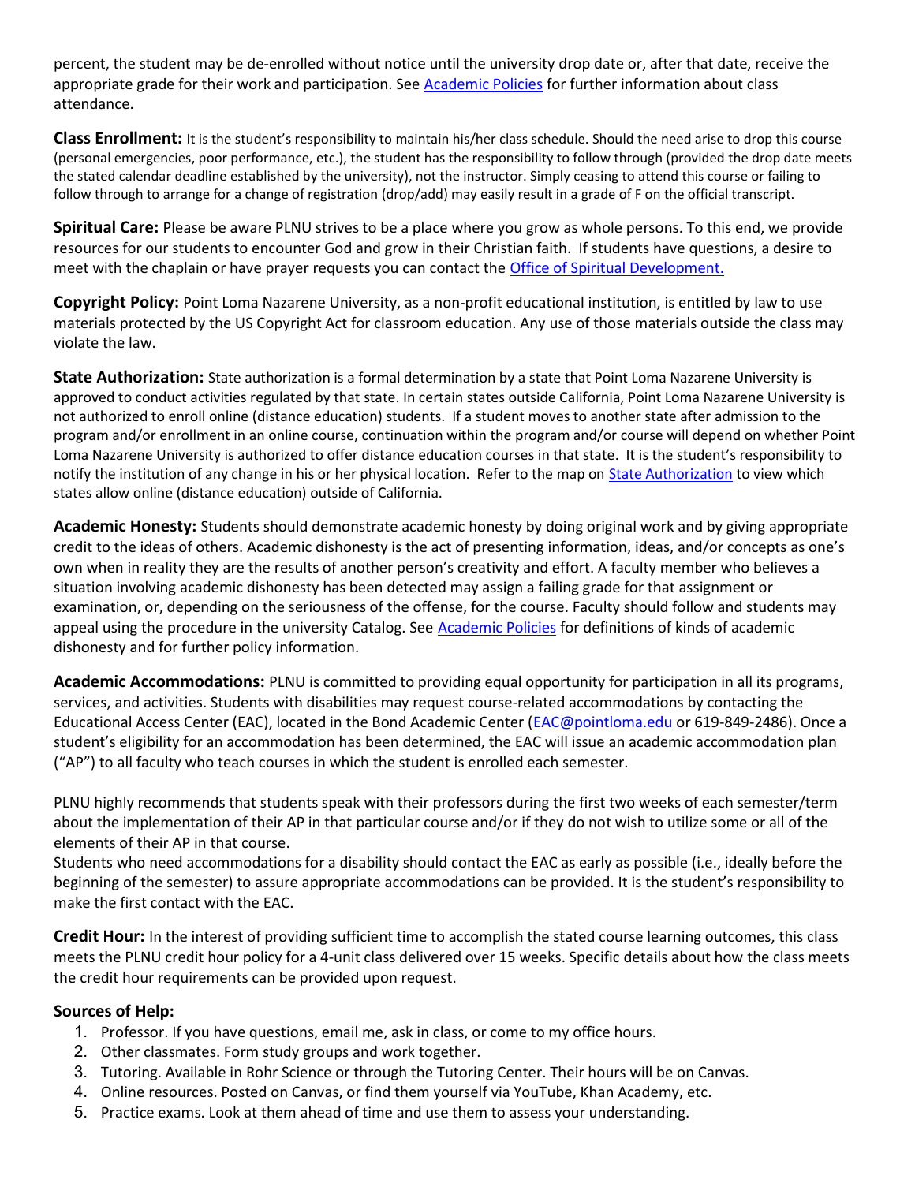percent, the student may be de-enrolled without notice until the university drop date or, after that date, receive the appropriate grade for their work and participation. See [Academic Policies](#) for further information about class attendance.

**Class Enrollment:** It is the student's responsibility to maintain his/her class schedule. Should the need arise to drop this course (personal emergencies, poor performance, etc.), the student has the responsibility to follow through (provided the drop date meets the stated calendar deadline established by the university), not the instructor. Simply ceasing to attend this course or failing to follow through to arrange for a change of registration (drop/add) may easily result in a grade of F on the official transcript.

**Spiritual Care:** Please be aware PLNU strives to be a place where you grow as whole persons. To this end, we provide resources for our students to encounter God and grow in their Christian faith. If students have questions, a desire to meet with the chaplain or have prayer requests you can contact the [Office of Spiritual Development.](#)

**Copyright Policy:** Point Loma Nazarene University, as a non-profit educational institution, is entitled by law to use materials protected by the US Copyright Act for classroom education. Any use of those materials outside the class may violate the law.

**State Authorization:** State authorization is a formal determination by a state that Point Loma Nazarene University is approved to conduct activities regulated by that state. In certain states outside California, Point Loma Nazarene University is not authorized to enroll online (distance education) students. If a student moves to another state after admission to the program and/or enrollment in an online course, continuation within the program and/or course will depend on whether Point Loma Nazarene University is authorized to offer distance education courses in that state. It is the student's responsibility to notify the institution of any change in his or her physical location. Refer to the map on [State Authorization](#) to view which states allow online (distance education) outside of California.

**Academic Honesty:** Students should demonstrate academic honesty by doing original work and by giving appropriate credit to the ideas of others. Academic dishonesty is the act of presenting information, ideas, and/or concepts as one's own when in reality they are the results of another person's creativity and effort. A faculty member who believes a situation involving academic dishonesty has been detected may assign a failing grade for that assignment or examination, or, depending on the seriousness of the offense, for the course. Faculty should follow and students may appeal using the procedure in the university Catalog. See [Academic Policies](#) for definitions of kinds of academic dishonesty and for further policy information.

**Academic Accommodations:** PLNU is committed to providing equal opportunity for participation in all its programs, services, and activities. Students with disabilities may request course-related accommodations by contacting the Educational Access Center (EAC), located in the Bond Academic Center ([EAC@pointloma.edu](mailto:EAC@pointloma.edu) or 619-849-2486). Once a student's eligibility for an accommodation has been determined, the EAC will issue an academic accommodation plan ("AP") to all faculty who teach courses in which the student is enrolled each semester.

PLNU highly recommends that students speak with their professors during the first two weeks of each semester/term about the implementation of their AP in that particular course and/or if they do not wish to utilize some or all of the elements of their AP in that course.
Students who need accommodations for a disability should contact the EAC as early as possible (i.e., ideally before the beginning of the semester) to assure appropriate accommodations can be provided. It is the student's responsibility to make the first contact with the EAC.

**Credit Hour:** In the interest of providing sufficient time to accomplish the stated course learning outcomes, this class meets the PLNU credit hour policy for a 4-unit class delivered over 15 weeks. Specific details about how the class meets the credit hour requirements can be provided upon request.

**Sources of Help:**

1. Professor. If you have questions, email me, ask in class, or come to my office hours.
2. Other classmates. Form study groups and work together.
3. Tutoring. Available in Rohr Science or through the Tutoring Center. Their hours will be on Canvas.
4. Online resources. Posted on Canvas, or find them yourself via YouTube, Khan Academy, etc.
5. Practice exams. Look at them ahead of time and use them to assess your understanding.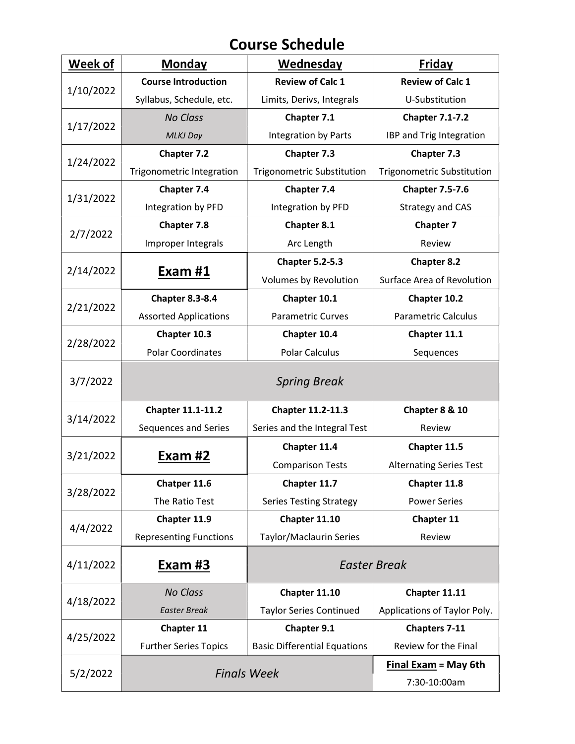# Course Schedule

| Week of | Monday | Wednesday | Friday |
|---|---|---|---|
| 1/10/2022 | **Course Introduction** Syllabus, Schedule, etc. | **Review of Calc 1** Limits, Derivs, Integrals | **Review of Calc 1** U-Substitution |
| 1/17/2022 | *No Class* *MLKJ Day* | **Chapter 7.1** Integration by Parts | **Chapter 7.1-7.2** IBP and Trig Integration |
| 1/24/2022 | **Chapter 7.2** Trigonometric Integration | **Chapter 7.3** Trigonometric Substitution | **Chapter 7.3** Trigonometric Substitution |
| 1/31/2022 | **Chapter 7.4** Integration by PFD | **Chapter 7.4** Integration by PFD | **Chapter 7.5-7.6** Strategy and CAS |
| 2/7/2022 | **Chapter 7.8** Improper Integrals | **Chapter 8.1** Arc Length | **Chapter 7** Review |
| 2/14/2022 | **Exam #1** | **Chapter 5.2-5.3** Volumes by Revolution | **Chapter 8.2** Surface Area of Revolution |
| 2/21/2022 | **Chapter 8.3-8.4** Assorted Applications | **Chapter 10.1** Parametric Curves | **Chapter 10.2** Parametric Calculus |
| 2/28/2022 | **Chapter 10.3** Polar Coordinates | **Chapter 10.4** Polar Calculus | **Chapter 11.1** Sequences |
| 3/7/2022 | *Spring Break* | | |
| 3/14/2022 | **Chapter 11.1-11.2** Sequences and Series | **Chapter 11.2-11.3** Series and the Integral Test | **Chapter 8 & 10** Review |
| 3/21/2022 | **Exam #2** | **Chapter 11.4** Comparison Tests | **Chapter 11.5** Alternating Series Test |
| 3/28/2022 | **Chatper 11.6** The Ratio Test | **Chapter 11.7** Series Testing Strategy | **Chapter 11.8** Power Series |
| 4/4/2022 | **Chapter 11.9** Representing Functions | **Chapter 11.10** Taylor/Maclaurin Series | **Chapter 11** Review |
| 4/11/2022 | **Exam #3** | *Easter Break* | |
| 4/18/2022 | *No Class* *Easter Break* | **Chapter 11.10** Taylor Series Continued | **Chapter 11.11** Applications of Taylor Poly. |
| 4/25/2022 | **Chapter 11** Further Series Topics | **Chapter 9.1** Basic Differential Equations | **Chapters 7-11** Review for the Final |
| 5/2/2022 | *Finals Week* | | **Final Exam = May 6th** 7:30-10:00am |